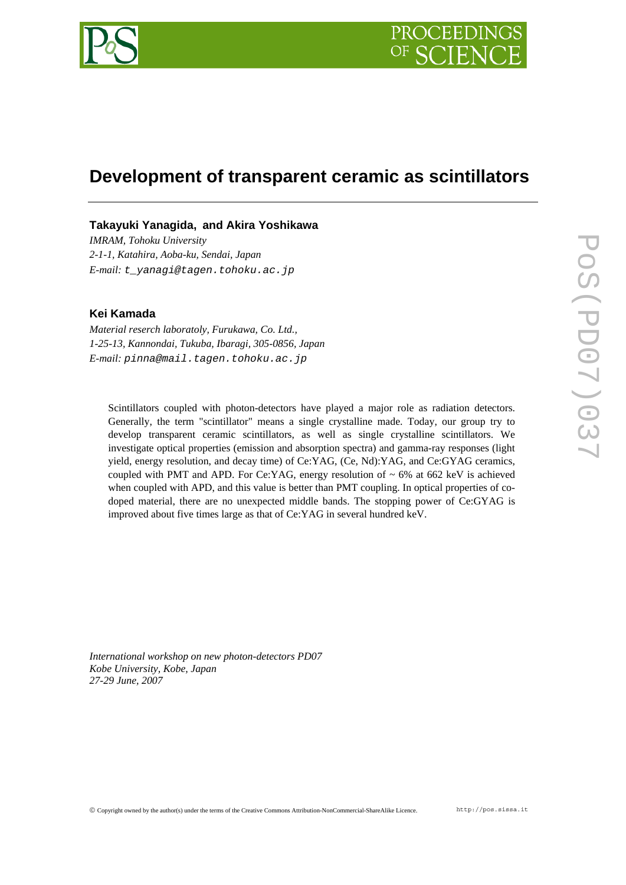# Development of transparent ceramic as scintillators

**Takayuki Yanagida, and Akira Yoshikawa**

*IMRAM, Tohoku University*
*2-1-1, Katahira, Aoba-ku, Sendai, Japan*
*E-mail:* t_yanagi@tagen.tohoku.ac.jp

**Kei Kamada**

*Material reserch laboratoly, Furukawa, Co. Ltd.,*
*1-25-13, Kannondai, Tukuba, Ibaragi, 305-0856, Japan*
*E-mail:* pinna@mail.tagen.tohoku.ac.jp

Scintillators coupled with photon-detectors have played a major role as radiation detectors. Generally, the term "scintillator" means a single crystalline made. Today, our group try to develop transparent ceramic scintillators, as well as single crystalline scintillators. We investigate optical properties (emission and absorption spectra) and gamma-ray responses (light yield, energy resolution, and decay time) of Ce:YAG, (Ce, Nd):YAG, and Ce:GYAG ceramics, coupled with PMT and APD. For Ce:YAG, energy resolution of ~ 6% at 662 keV is achieved when coupled with APD, and this value is better than PMT coupling. In optical properties of co-doped material, there are no unexpected middle bands. The stopping power of Ce:GYAG is improved about five times large as that of Ce:YAG in several hundred keV.

*International workshop on new photon-detectors PD07*
*Kobe University, Kobe, Japan*
*27-29 June, 2007*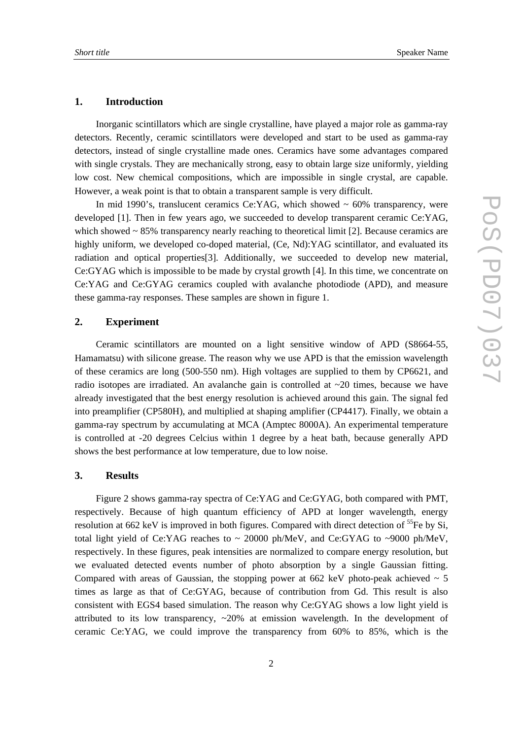## 1. Introduction

Inorganic scintillators which are single crystalline, have played a major role as gamma-ray detectors. Recently, ceramic scintillators were developed and start to be used as gamma-ray detectors, instead of single crystalline made ones. Ceramics have some advantages compared with single crystals. They are mechanically strong, easy to obtain large size uniformly, yielding low cost. New chemical compositions, which are impossible in single crystal, are capable. However, a weak point is that to obtain a transparent sample is very difficult.

In mid 1990's, translucent ceramics Ce:YAG, which showed ~ 60% transparency, were developed [1]. Then in few years ago, we succeeded to develop transparent ceramic Ce:YAG, which showed ~ 85% transparency nearly reaching to theoretical limit [2]. Because ceramics are highly uniform, we developed co-doped material, (Ce, Nd):YAG scintillator, and evaluated its radiation and optical properties[3]. Additionally, we succeeded to develop new material, Ce:GYAG which is impossible to be made by crystal growth [4]. In this time, we concentrate on Ce:YAG and Ce:GYAG ceramics coupled with avalanche photodiode (APD), and measure these gamma-ray responses. These samples are shown in figure 1.

## 2. Experiment

Ceramic scintillators are mounted on a light sensitive window of APD (S8664-55, Hamamatsu) with silicone grease. The reason why we use APD is that the emission wavelength of these ceramics are long (500-550 nm). High voltages are supplied to them by CP6621, and radio isotopes are irradiated. An avalanche gain is controlled at ~20 times, because we have already investigated that the best energy resolution is achieved around this gain. The signal fed into preamplifier (CP580H), and multiplied at shaping amplifier (CP4417). Finally, we obtain a gamma-ray spectrum by accumulating at MCA (Amptec 8000A). An experimental temperature is controlled at -20 degrees Celcius within 1 degree by a heat bath, because generally APD shows the best performance at low temperature, due to low noise.

## 3. Results

Figure 2 shows gamma-ray spectra of Ce:YAG and Ce:GYAG, both compared with PMT, respectively. Because of high quantum efficiency of APD at longer wavelength, energy resolution at 662 keV is improved in both figures. Compared with direct detection of $^{55}$Fe by Si, total light yield of Ce:YAG reaches to ~ 20000 ph/MeV, and Ce:GYAG to ~9000 ph/MeV, respectively. In these figures, peak intensities are normalized to compare energy resolution, but we evaluated detected events number of photo absorption by a single Gaussian fitting. Compared with areas of Gaussian, the stopping power at 662 keV photo-peak achieved ~ 5 times as large as that of Ce:GYAG, because of contribution from Gd. This result is also consistent with EGS4 based simulation. The reason why Ce:GYAG shows a low light yield is attributed to its low transparency, ~20% at emission wavelength. In the development of ceramic Ce:YAG, we could improve the transparency from 60% to 85%, which is the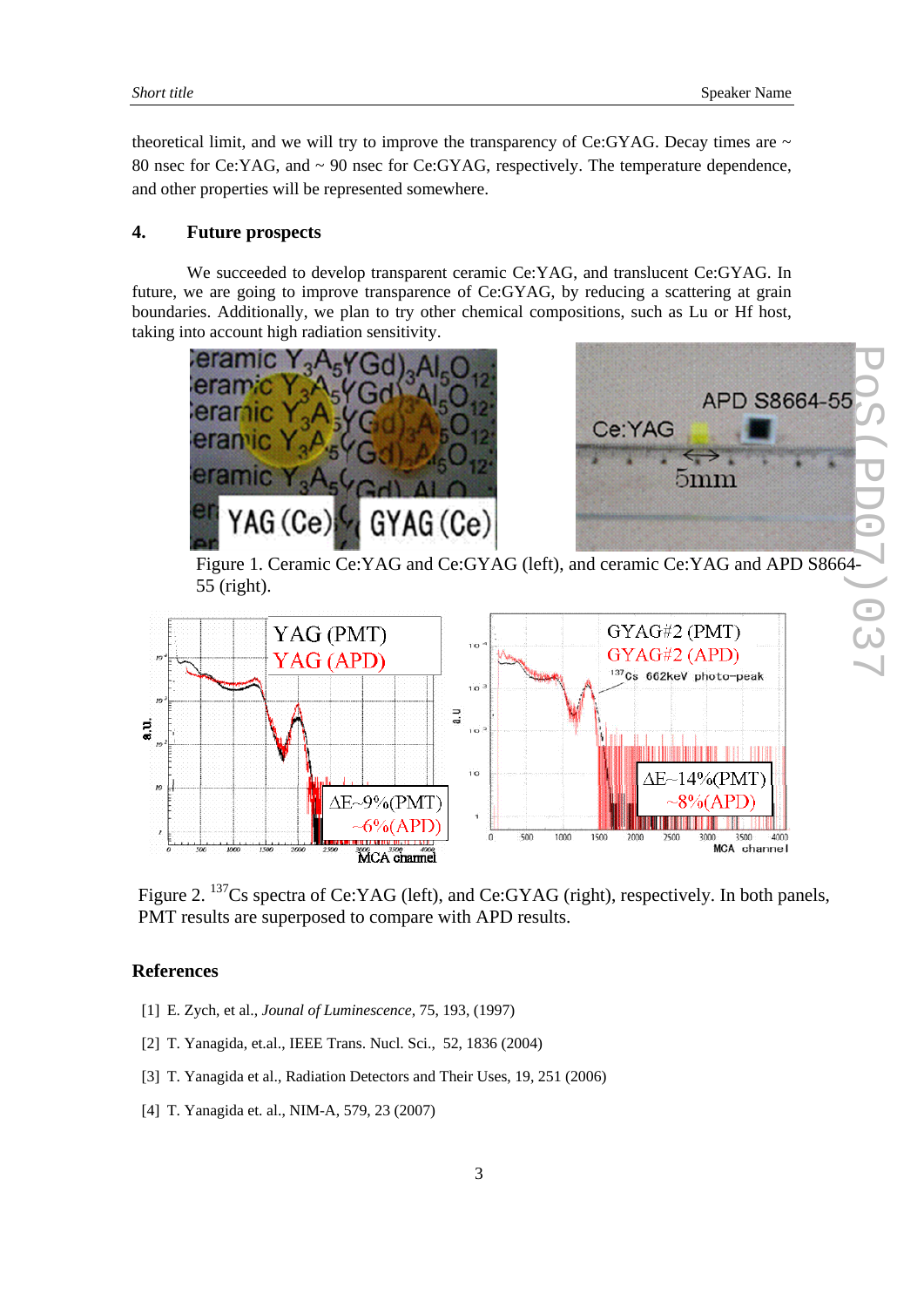theoretical limit, and we will try to improve the transparency of Ce:GYAG. Decay times are ~ 80 nsec for Ce:YAG, and ~ 90 nsec for Ce:GYAG, respectively. The temperature dependence, and other properties will be represented somewhere.

## 4. Future prospects

We succeeded to develop transparent ceramic Ce:YAG, and translucent Ce:GYAG. In future, we are going to improve transparence of Ce:GYAG, by reducing a scattering at grain boundaries. Additionally, we plan to try other chemical compositions, such as Lu or Hf host, taking into account high radiation sensitivity.

YAG(Ce)
GYAG(Ce)

Ce:YAG
APD S8664-55
5mm

Figure 1. Ceramic Ce:YAG and Ce:GYAG (left), and ceramic Ce:YAG and APD S8664-55 (right).

YAG (PMT)
YAG (APD)
ΔE~9%(PMT)
~6%(APD)
a.u.
MCA channel

GYAG#2 (PMT)
GYAG#2 (APD)
$^{137}$Cs 662keV photo-peak
ΔE~14%(PMT)
~8%(APD)
a.u.
MCA channel

Figure 2. $^{137}$Cs spectra of Ce:YAG (left), and Ce:GYAG (right), respectively. In both panels, PMT results are superposed to compare with APD results.

## References

[1] E. Zych, et al., *Jounal of Luminescence*, 75, 193, (1997)

[2] T. Yanagida, et.al., IEEE Trans. Nucl. Sci., 52, 1836 (2004)

[3] T. Yanagida et al., Radiation Detectors and Their Uses, 19, 251 (2006)

[4] T. Yanagida et. al., NIM-A, 579, 23 (2007)